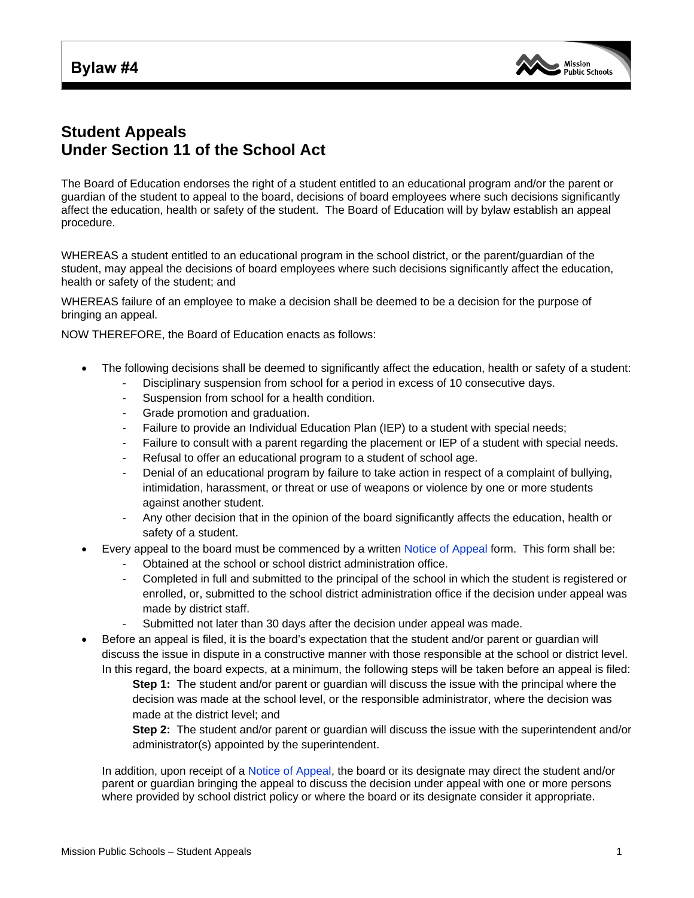# Bylaw #4

## Student Appeals
## Under Section 11 of the School Act

The Board of Education endorses the right of a student entitled to an educational program and/or the parent or guardian of the student to appeal to the board, decisions of board employees where such decisions significantly affect the education, health or safety of the student. The Board of Education will by bylaw establish an appeal procedure.

WHEREAS a student entitled to an educational program in the school district, or the parent/guardian of the student, may appeal the decisions of board employees where such decisions significantly affect the education, health or safety of the student; and

WHEREAS failure of an employee to make a decision shall be deemed to be a decision for the purpose of bringing an appeal.

NOW THEREFORE, the Board of Education enacts as follows:

- The following decisions shall be deemed to significantly affect the education, health or safety of a student:
  - Disciplinary suspension from school for a period in excess of 10 consecutive days.
  - Suspension from school for a health condition.
  - Grade promotion and graduation.
  - Failure to provide an Individual Education Plan (IEP) to a student with special needs;
  - Failure to consult with a parent regarding the placement or IEP of a student with special needs.
  - Refusal to offer an educational program to a student of school age.
  - Denial of an educational program by failure to take action in respect of a complaint of bullying, intimidation, harassment, or threat or use of weapons or violence by one or more students against another student.
  - Any other decision that in the opinion of the board significantly affects the education, health or safety of a student.
- Every appeal to the board must be commenced by a written Notice of Appeal form. This form shall be:
  - Obtained at the school or school district administration office.
  - Completed in full and submitted to the principal of the school in which the student is registered or enrolled, or, submitted to the school district administration office if the decision under appeal was made by district staff.
  - Submitted not later than 30 days after the decision under appeal was made.
- Before an appeal is filed, it is the board's expectation that the student and/or parent or guardian will discuss the issue in dispute in a constructive manner with those responsible at the school or district level. In this regard, the board expects, at a minimum, the following steps will be taken before an appeal is filed:

  **Step 1:** The student and/or parent or guardian will discuss the issue with the principal where the decision was made at the school level, or the responsible administrator, where the decision was made at the district level; and

  **Step 2:** The student and/or parent or guardian will discuss the issue with the superintendent and/or administrator(s) appointed by the superintendent.

  In addition, upon receipt of a Notice of Appeal, the board or its designate may direct the student and/or parent or guardian bringing the appeal to discuss the decision under appeal with one or more persons where provided by school district policy or where the board or its designate consider it appropriate.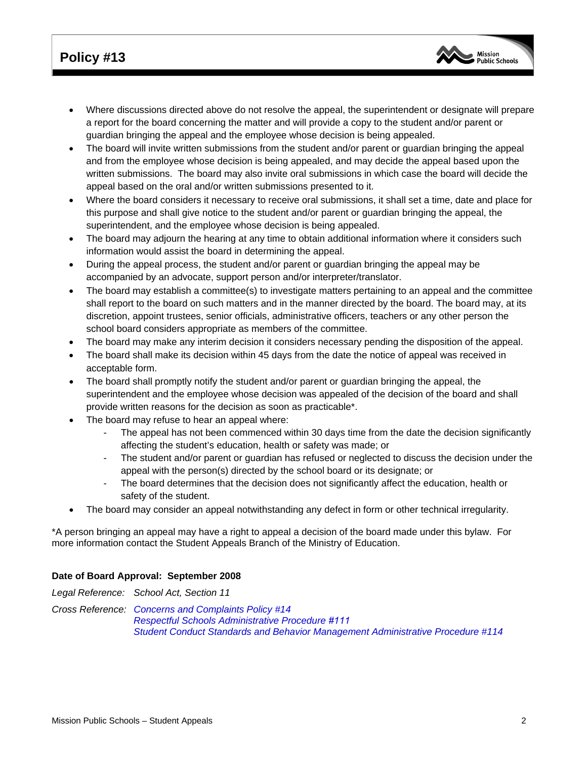- Where discussions directed above do not resolve the appeal, the superintendent or designate will prepare a report for the board concerning the matter and will provide a copy to the student and/or parent or guardian bringing the appeal and the employee whose decision is being appealed.
- The board will invite written submissions from the student and/or parent or guardian bringing the appeal and from the employee whose decision is being appealed, and may decide the appeal based upon the written submissions. The board may also invite oral submissions in which case the board will decide the appeal based on the oral and/or written submissions presented to it.
- Where the board considers it necessary to receive oral submissions, it shall set a time, date and place for this purpose and shall give notice to the student and/or parent or guardian bringing the appeal, the superintendent, and the employee whose decision is being appealed.
- The board may adjourn the hearing at any time to obtain additional information where it considers such information would assist the board in determining the appeal.
- During the appeal process, the student and/or parent or guardian bringing the appeal may be accompanied by an advocate, support person and/or interpreter/translator.
- The board may establish a committee(s) to investigate matters pertaining to an appeal and the committee shall report to the board on such matters and in the manner directed by the board. The board may, at its discretion, appoint trustees, senior officials, administrative officers, teachers or any other person the school board considers appropriate as members of the committee.
- The board may make any interim decision it considers necessary pending the disposition of the appeal.
- The board shall make its decision within 45 days from the date the notice of appeal was received in acceptable form.
- The board shall promptly notify the student and/or parent or guardian bringing the appeal, the superintendent and the employee whose decision was appealed of the decision of the board and shall provide written reasons for the decision as soon as practicable*.
- The board may refuse to hear an appeal where:
  - The appeal has not been commenced within 30 days time from the date the decision significantly affecting the student's education, health or safety was made; or
  - The student and/or parent or guardian has refused or neglected to discuss the decision under the appeal with the person(s) directed by the school board or its designate; or
  - The board determines that the decision does not significantly affect the education, health or safety of the student.
- The board may consider an appeal notwithstanding any defect in form or other technical irregularity.

*A person bringing an appeal may have a right to appeal a decision of the board made under this bylaw. For more information contact the Student Appeals Branch of the Ministry of Education.

**Date of Board Approval: September 2008**

*Legal Reference:* *School Act, Section 11*

*Cross Reference:* *Concerns and Complaints Policy #14*
*Respectful Schools Administrative Procedure #111*
*Student Conduct Standards and Behavior Management Administrative Procedure #114*